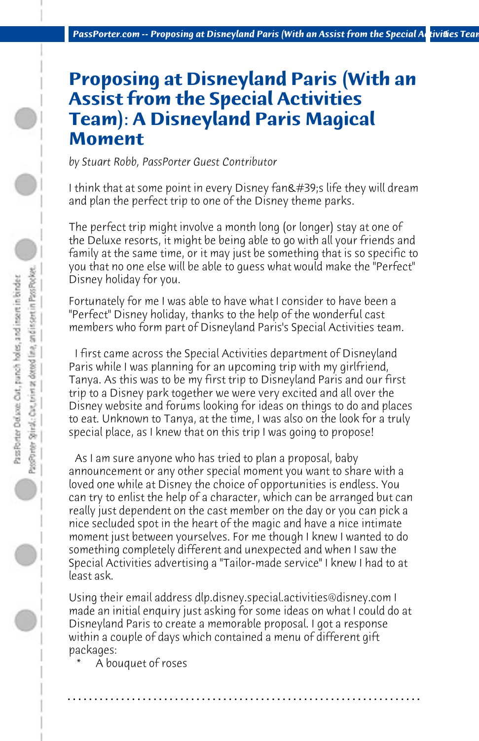# Proposing at Disneyland Paris (With an Assist from the Special Activities Team): A Disneyland Paris Magical Moment

*by Stuart Robb, PassPorter Guest Contributor*

I think that at some point in every Disney fan&#39;s life they will dream and plan the perfect trip to one of the Disney theme parks.

The perfect trip might involve a month long (or longer) stay at one of the Deluxe resorts, it might be being able to go with all your friends and family at the same time, or it may just be something that is so specific to you that no one else will be able to guess what would make the "Perfect" Disney holiday for you.

Fortunately for me I was able to have what I consider to have been a "Perfect" Disney holiday, thanks to the help of the wonderful cast members who form part of Disneyland Paris's Special Activities team.

I first came across the Special Activities department of Disneyland Paris while I was planning for an upcoming trip with my girlfriend, Tanya. As this was to be my first trip to Disneyland Paris and our first trip to a Disney park together we were very excited and all over the Disney website and forums looking for ideas on things to do and places to eat. Unknown to Tanya, at the time, I was also on the look for a truly special place, as I knew that on this trip I was going to propose!

As I am sure anyone who has tried to plan a proposal, baby announcement or any other special moment you want to share with a loved one while at Disney the choice of opportunities is endless. You can try to enlist the help of a character, which can be arranged but can really just dependent on the cast member on the day or you can pick a nice secluded spot in the heart of the magic and have a nice intimate moment just between yourselves. For me though I knew I wanted to do something completely different and unexpected and when I saw the Special Activities advertising a "Tailor-made service" I knew I had to at least ask.

Using their email address dlp.disney.special.activities@disney.com I made an initial enquiry just asking for some ideas on what I could do at Disneyland Paris to create a memorable proposal. I got a response within a couple of days which contained a menu of different gift packages:

* A bouquet of roses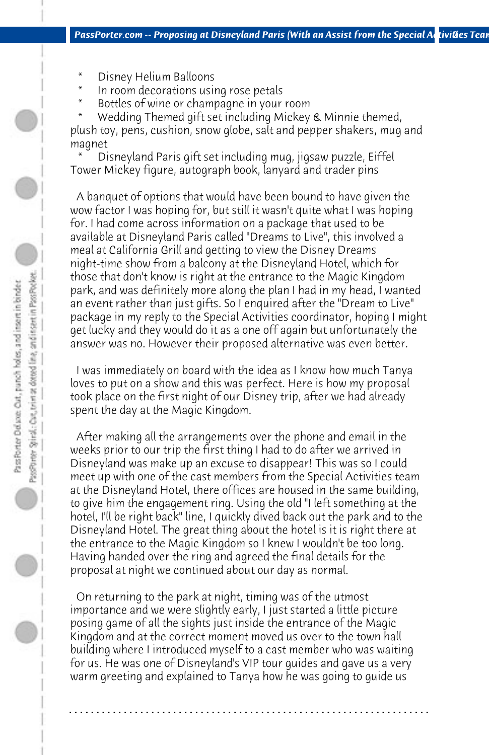* Disney Helium Balloons
* In room decorations using rose petals
* Bottles of wine or champagne in your room
* Wedding Themed gift set including Mickey & Minnie themed, plush toy, pens, cushion, snow globe, salt and pepper shakers, mug and magnet
* Disneyland Paris gift set including mug, jigsaw puzzle, Eiffel Tower Mickey figure, autograph book, lanyard and trader pins

A banquet of options that would have been bound to have given the wow factor I was hoping for, but still it wasn't quite what I was hoping for. I had come across information on a package that used to be available at Disneyland Paris called "Dreams to Live", this involved a meal at California Grill and getting to view the Disney Dreams night-time show from a balcony at the Disneyland Hotel, which for those that don't know is right at the entrance to the Magic Kingdom park, and was definitely more along the plan I had in my head, I wanted an event rather than just gifts. So I enquired after the "Dream to Live" package in my reply to the Special Activities coordinator, hoping I might get lucky and they would do it as a one off again but unfortunately the answer was no. However their proposed alternative was even better.

I was immediately on board with the idea as I know how much Tanya loves to put on a show and this was perfect. Here is how my proposal took place on the first night of our Disney trip, after we had already spent the day at the Magic Kingdom.

After making all the arrangements over the phone and email in the weeks prior to our trip the first thing I had to do after we arrived in Disneyland was make up an excuse to disappear! This was so I could meet up with one of the cast members from the Special Activities team at the Disneyland Hotel, there offices are housed in the same building, to give him the engagement ring. Using the old "I left something at the hotel, I'll be right back" line, I quickly dived back out the park and to the Disneyland Hotel. The great thing about the hotel is it is right there at the entrance to the Magic Kingdom so I knew I wouldn't be too long. Having handed over the ring and agreed the final details for the proposal at night we continued about our day as normal.

On returning to the park at night, timing was of the utmost importance and we were slightly early, I just started a little picture posing game of all the sights just inside the entrance of the Magic Kingdom and at the correct moment moved us over to the town hall building where I introduced myself to a cast member who was waiting for us. He was one of Disneyland's VIP tour guides and gave us a very warm greeting and explained to Tanya how he was going to guide us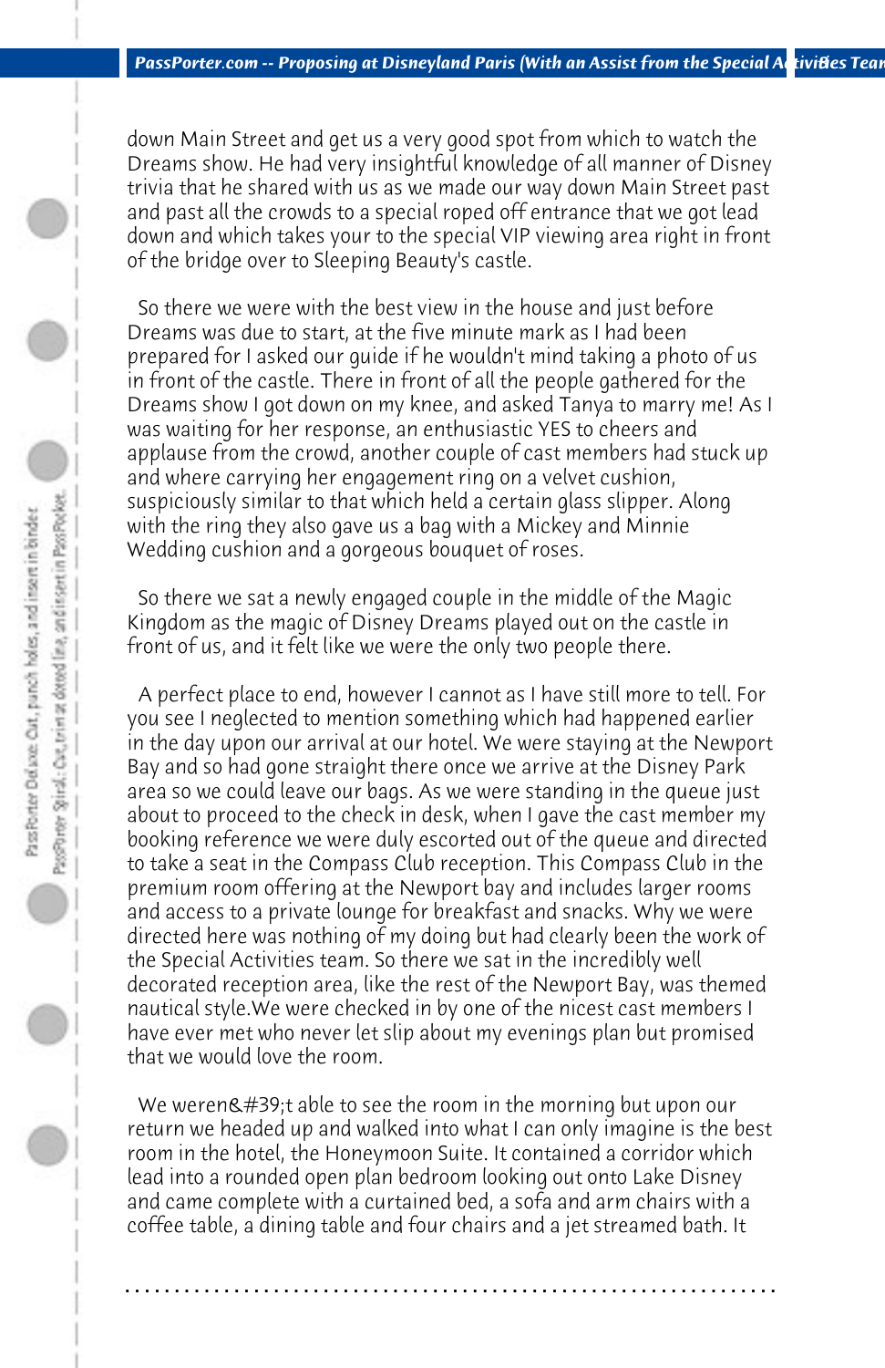down Main Street and get us a very good spot from which to watch the Dreams show. He had very insightful knowledge of all manner of Disney trivia that he shared with us as we made our way down Main Street past and past all the crowds to a special roped off entrance that we got lead down and which takes your to the special VIP viewing area right in front of the bridge over to Sleeping Beauty's castle.

So there we were with the best view in the house and just before Dreams was due to start, at the five minute mark as I had been prepared for I asked our guide if he wouldn't mind taking a photo of us in front of the castle. There in front of all the people gathered for the Dreams show I got down on my knee, and asked Tanya to marry me! As I was waiting for her response, an enthusiastic YES to cheers and applause from the crowd, another couple of cast members had stuck up and where carrying her engagement ring on a velvet cushion, suspiciously similar to that which held a certain glass slipper. Along with the ring they also gave us a bag with a Mickey and Minnie Wedding cushion and a gorgeous bouquet of roses.

So there we sat a newly engaged couple in the middle of the Magic Kingdom as the magic of Disney Dreams played out on the castle in front of us, and it felt like we were the only two people there.

A perfect place to end, however I cannot as I have still more to tell. For you see I neglected to mention something which had happened earlier in the day upon our arrival at our hotel. We were staying at the Newport Bay and so had gone straight there once we arrive at the Disney Park area so we could leave our bags. As we were standing in the queue just about to proceed to the check in desk, when I gave the cast member my booking reference we were duly escorted out of the queue and directed to take a seat in the Compass Club reception. This Compass Club in the premium room offering at the Newport bay and includes larger rooms and access to a private lounge for breakfast and snacks. Why we were directed here was nothing of my doing but had clearly been the work of the Special Activities team. So there we sat in the incredibly well decorated reception area, like the rest of the Newport Bay, was themed nautical style.We were checked in by one of the nicest cast members I have ever met who never let slip about my evenings plan but promised that we would love the room.

We weren&#39;t able to see the room in the morning but upon our return we headed up and walked into what I can only imagine is the best room in the hotel, the Honeymoon Suite. It contained a corridor which lead into a rounded open plan bedroom looking out onto Lake Disney and came complete with a curtained bed, a sofa and arm chairs with a coffee table, a dining table and four chairs and a jet streamed bath. It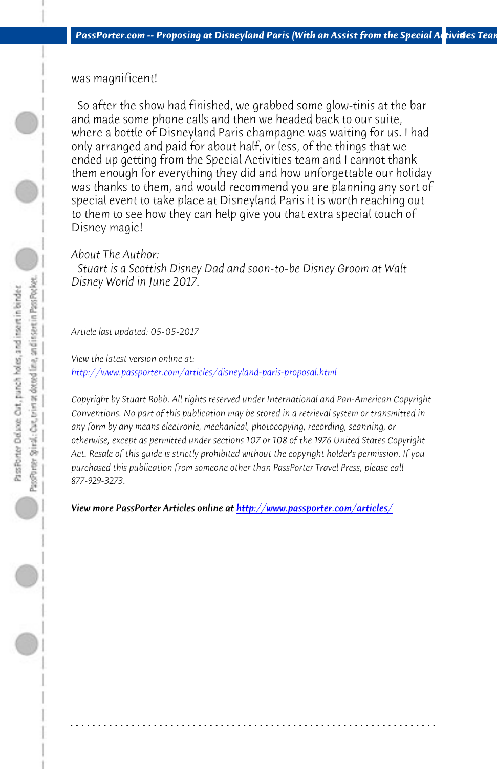was magnificent!

So after the show had finished, we grabbed some glow-tinis at the bar and made some phone calls and then we headed back to our suite, where a bottle of Disneyland Paris champagne was waiting for us. I had only arranged and paid for about half, or less, of the things that we ended up getting from the Special Activities team and I cannot thank them enough for everything they did and how unforgettable our holiday was thanks to them, and would recommend you are planning any sort of special event to take place at Disneyland Paris it is worth reaching out to them to see how they can help give you that extra special touch of Disney magic!

*About The Author:*
*Stuart is a Scottish Disney Dad and soon-to-be Disney Groom at Walt Disney World in June 2017.*

*Article last updated: 05-05-2017*

*View the latest version online at:*
*http://www.passporter.com/articles/disneyland-paris-proposal.html*

*Copyright by Stuart Robb. All rights reserved under International and Pan-American Copyright Conventions. No part of this publication may be stored in a retrieval system or transmitted in any form by any means electronic, mechanical, photocopying, recording, scanning, or otherwise, except as permitted under sections 107 or 108 of the 1976 United States Copyright Act. Resale of this guide is strictly prohibited without the copyright holder's permission. If you purchased this publication from someone other than PassPorter Travel Press, please call 877-929-3273.*

***View more PassPorter Articles online at http://www.passporter.com/articles/***